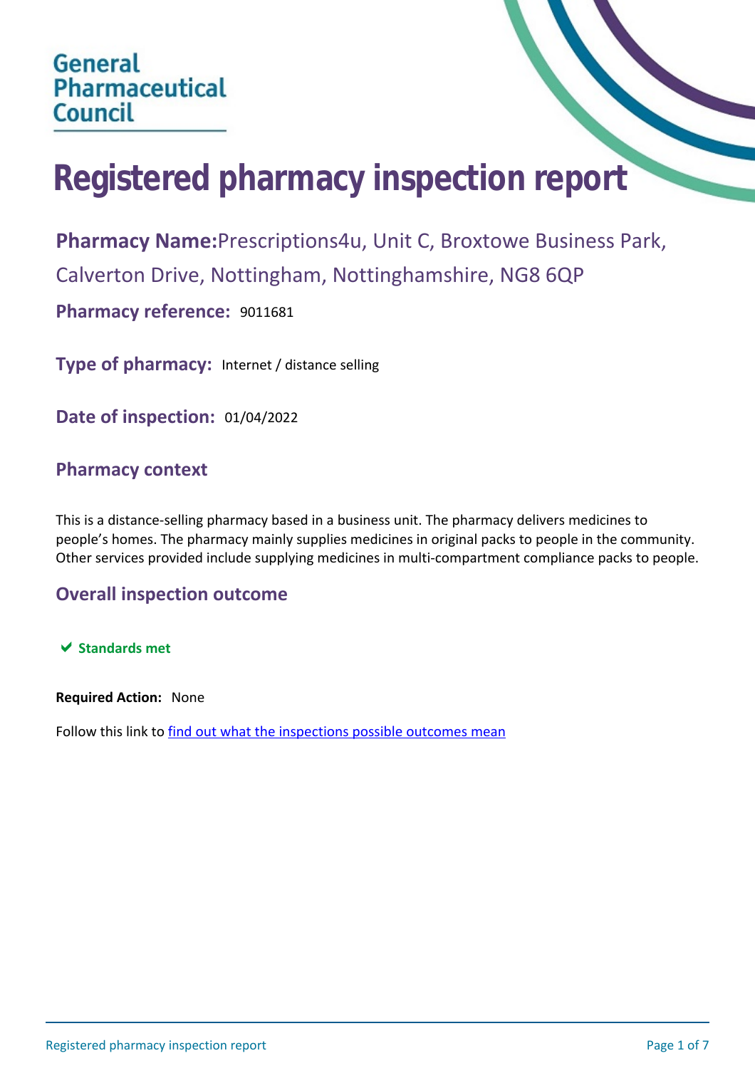General Pharmaceutical Council

# Registered pharmacy inspection report

**Pharmacy Name:** Prescriptions4u, Unit C, Broxtowe Business Park, Calverton Drive, Nottingham, Nottinghamshire, NG8 6QP

**Pharmacy reference:** 9011681

**Type of pharmacy:** Internet / distance selling

**Date of inspection:** 01/04/2022

## Pharmacy context

This is a distance-selling pharmacy based in a business unit. The pharmacy delivers medicines to people's homes. The pharmacy mainly supplies medicines in original packs to people in the community. Other services provided include supplying medicines in multi-compartment compliance packs to people.

## Overall inspection outcome

✔ **Standards met**

**Required Action:** None

Follow this link to find out what the inspections possible outcomes mean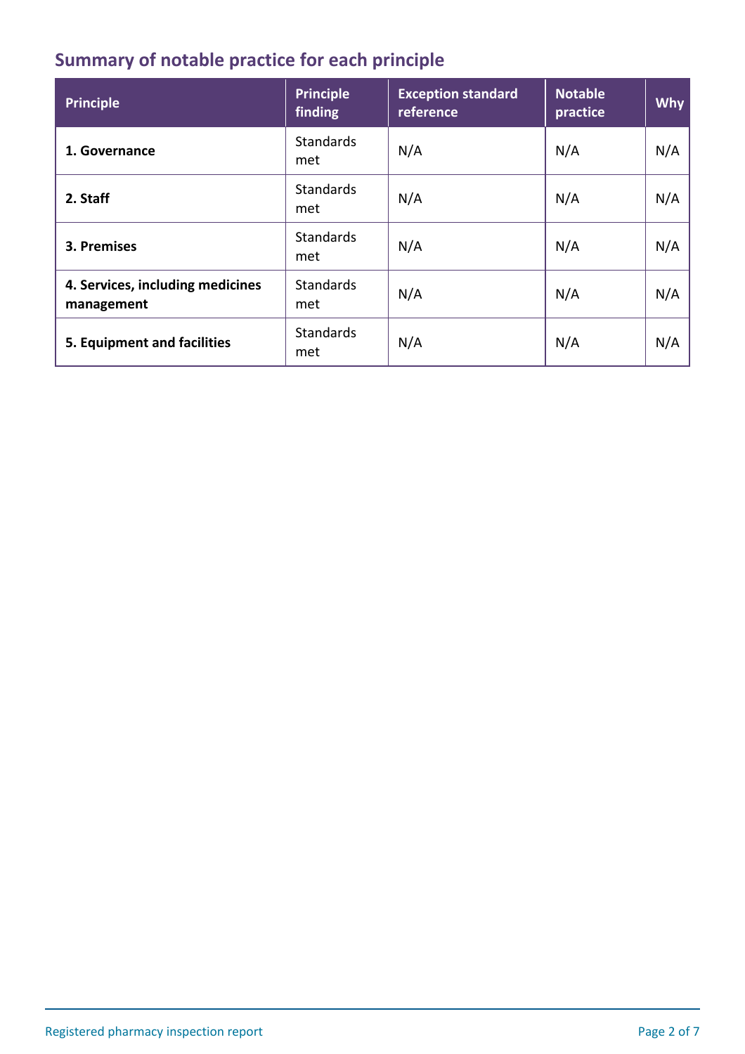## Summary of notable practice for each principle

| Principle | Principle finding | Exception standard reference | Notable practice | Why |
|---|---|---|---|---|
| **1. Governance** | Standards met | N/A | N/A | N/A |
| **2. Staff** | Standards met | N/A | N/A | N/A |
| **3. Premises** | Standards met | N/A | N/A | N/A |
| **4. Services, including medicines management** | Standards met | N/A | N/A | N/A |
| **5. Equipment and facilities** | Standards met | N/A | N/A | N/A |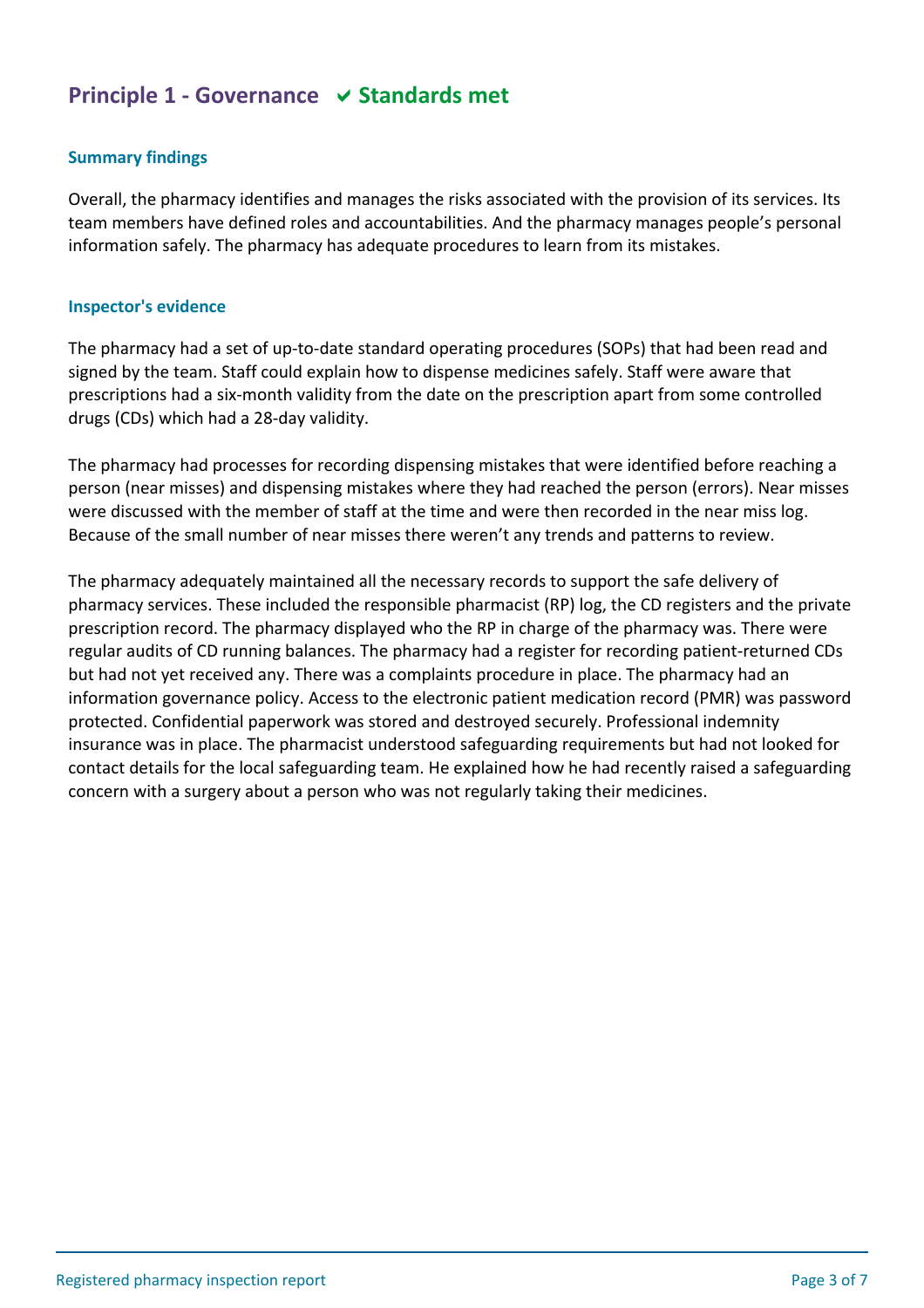## Principle 1 - Governance ✔ Standards met

### Summary findings

Overall, the pharmacy identifies and manages the risks associated with the provision of its services. Its team members have defined roles and accountabilities. And the pharmacy manages people's personal information safely. The pharmacy has adequate procedures to learn from its mistakes.

### Inspector's evidence

The pharmacy had a set of up-to-date standard operating procedures (SOPs) that had been read and signed by the team. Staff could explain how to dispense medicines safely. Staff were aware that prescriptions had a six-month validity from the date on the prescription apart from some controlled drugs (CDs) which had a 28-day validity.

The pharmacy had processes for recording dispensing mistakes that were identified before reaching a person (near misses) and dispensing mistakes where they had reached the person (errors). Near misses were discussed with the member of staff at the time and were then recorded in the near miss log. Because of the small number of near misses there weren't any trends and patterns to review.

The pharmacy adequately maintained all the necessary records to support the safe delivery of pharmacy services. These included the responsible pharmacist (RP) log, the CD registers and the private prescription record. The pharmacy displayed who the RP in charge of the pharmacy was. There were regular audits of CD running balances. The pharmacy had a register for recording patient-returned CDs but had not yet received any. There was a complaints procedure in place. The pharmacy had an information governance policy. Access to the electronic patient medication record (PMR) was password protected. Confidential paperwork was stored and destroyed securely. Professional indemnity insurance was in place. The pharmacist understood safeguarding requirements but had not looked for contact details for the local safeguarding team. He explained how he had recently raised a safeguarding concern with a surgery about a person who was not regularly taking their medicines.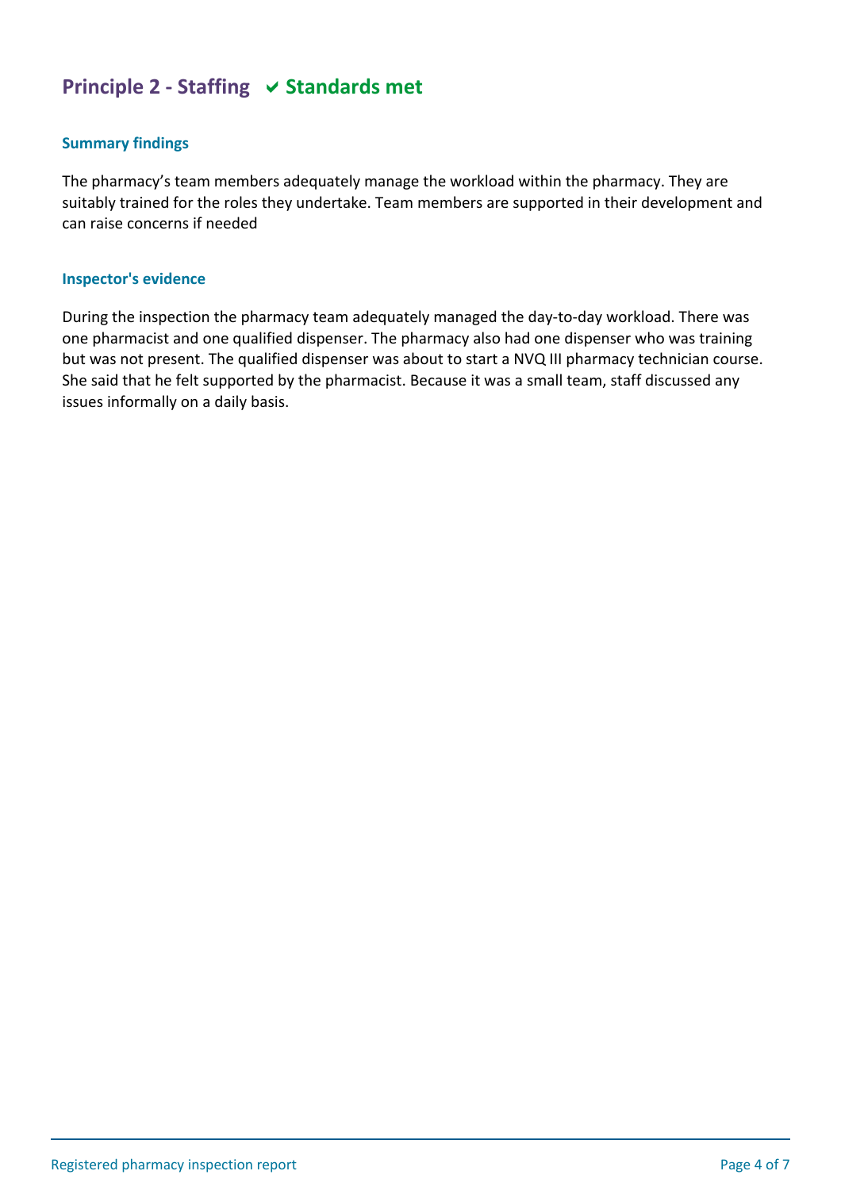## Principle 2 - Staffing ✔ Standards met

### Summary findings

The pharmacy's team members adequately manage the workload within the pharmacy. They are suitably trained for the roles they undertake. Team members are supported in their development and can raise concerns if needed

### Inspector's evidence

During the inspection the pharmacy team adequately managed the day-to-day workload. There was one pharmacist and one qualified dispenser. The pharmacy also had one dispenser who was training but was not present. The qualified dispenser was about to start a NVQ III pharmacy technician course. She said that he felt supported by the pharmacist. Because it was a small team, staff discussed any issues informally on a daily basis.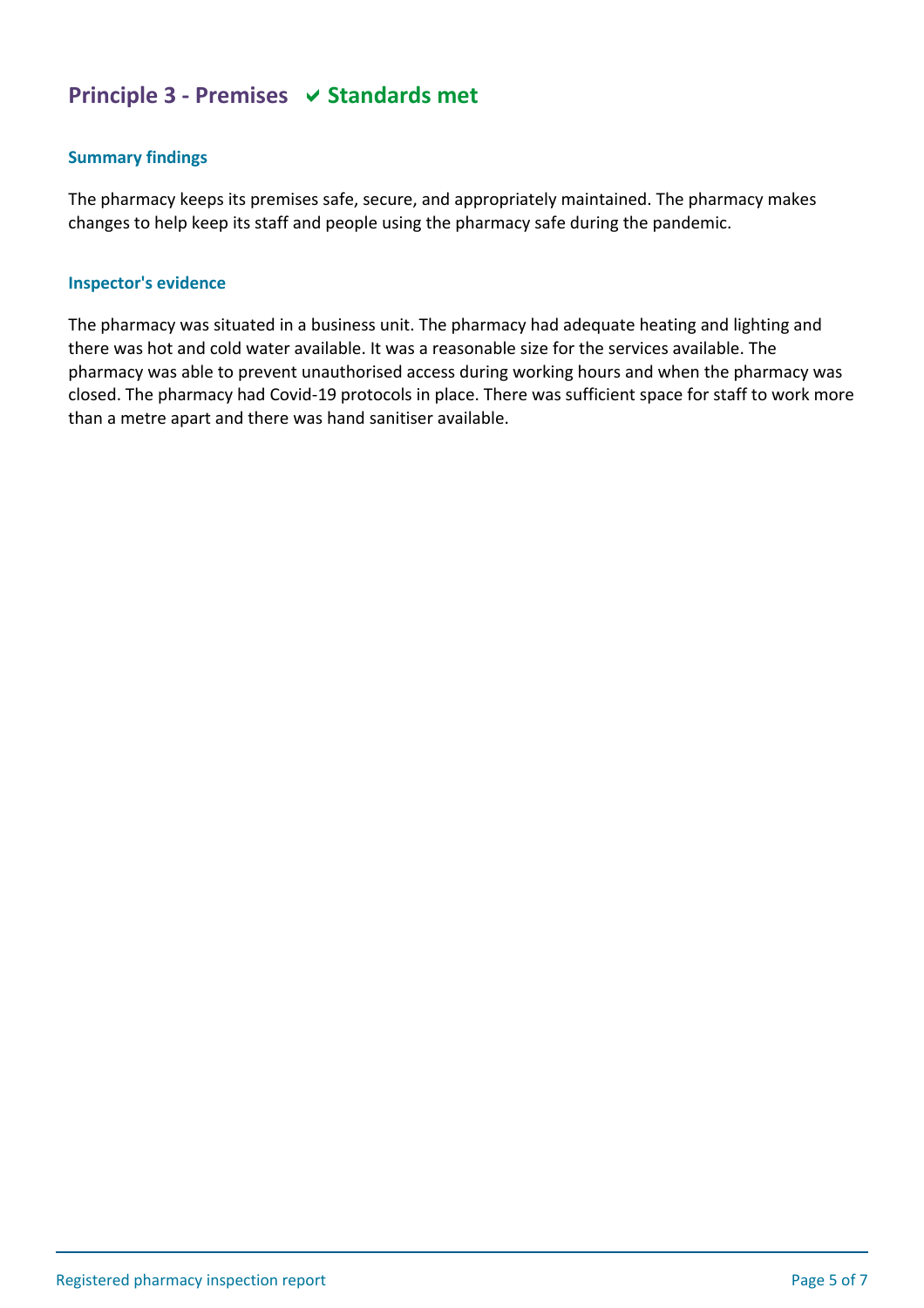## Principle 3 - Premises ✔ Standards met

### Summary findings

The pharmacy keeps its premises safe, secure, and appropriately maintained. The pharmacy makes changes to help keep its staff and people using the pharmacy safe during the pandemic.

### Inspector's evidence

The pharmacy was situated in a business unit. The pharmacy had adequate heating and lighting and there was hot and cold water available. It was a reasonable size for the services available. The pharmacy was able to prevent unauthorised access during working hours and when the pharmacy was closed. The pharmacy had Covid-19 protocols in place. There was sufficient space for staff to work more than a metre apart and there was hand sanitiser available.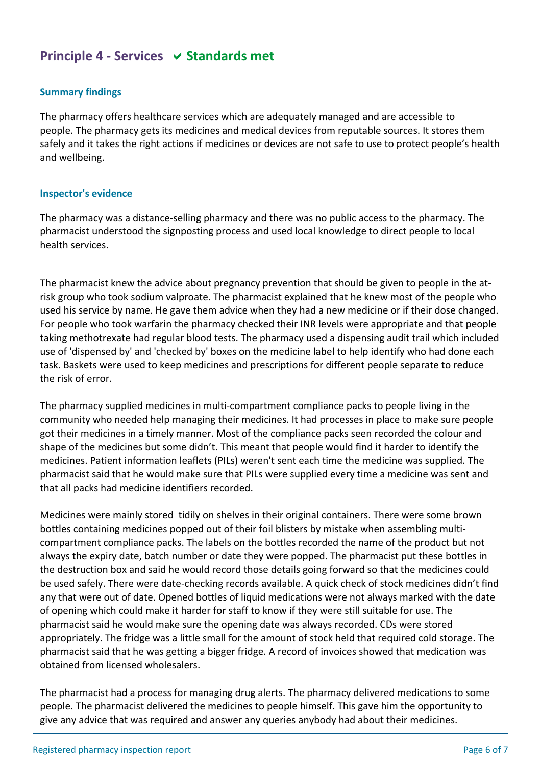## Principle 4 - Services ✔ Standards met

### Summary findings

The pharmacy offers healthcare services which are adequately managed and are accessible to people. The pharmacy gets its medicines and medical devices from reputable sources. It stores them safely and it takes the right actions if medicines or devices are not safe to use to protect people's health and wellbeing.

### Inspector's evidence

The pharmacy was a distance-selling pharmacy and there was no public access to the pharmacy. The pharmacist understood the signposting process and used local knowledge to direct people to local health services.

The pharmacist knew the advice about pregnancy prevention that should be given to people in the at-risk group who took sodium valproate. The pharmacist explained that he knew most of the people who used his service by name. He gave them advice when they had a new medicine or if their dose changed. For people who took warfarin the pharmacy checked their INR levels were appropriate and that people taking methotrexate had regular blood tests. The pharmacy used a dispensing audit trail which included use of 'dispensed by' and 'checked by' boxes on the medicine label to help identify who had done each task. Baskets were used to keep medicines and prescriptions for different people separate to reduce the risk of error.

The pharmacy supplied medicines in multi-compartment compliance packs to people living in the community who needed help managing their medicines. It had processes in place to make sure people got their medicines in a timely manner. Most of the compliance packs seen recorded the colour and shape of the medicines but some didn't. This meant that people would find it harder to identify the medicines. Patient information leaflets (PILs) weren't sent each time the medicine was supplied. The pharmacist said that he would make sure that PILs were supplied every time a medicine was sent and that all packs had medicine identifiers recorded.

Medicines were mainly stored tidily on shelves in their original containers. There were some brown bottles containing medicines popped out of their foil blisters by mistake when assembling multi-compartment compliance packs. The labels on the bottles recorded the name of the product but not always the expiry date, batch number or date they were popped. The pharmacist put these bottles in the destruction box and said he would record those details going forward so that the medicines could be used safely. There were date-checking records available. A quick check of stock medicines didn't find any that were out of date. Opened bottles of liquid medications were not always marked with the date of opening which could make it harder for staff to know if they were still suitable for use. The pharmacist said he would make sure the opening date was always recorded. CDs were stored appropriately. The fridge was a little small for the amount of stock held that required cold storage. The pharmacist said that he was getting a bigger fridge. A record of invoices showed that medication was obtained from licensed wholesalers.

The pharmacist had a process for managing drug alerts. The pharmacy delivered medications to some people. The pharmacist delivered the medicines to people himself. This gave him the opportunity to give any advice that was required and answer any queries anybody had about their medicines.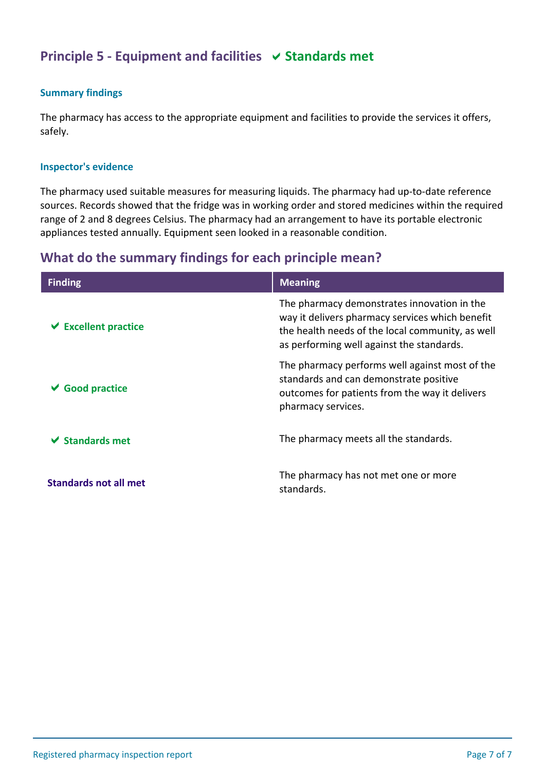## Principle 5 - Equipment and facilities ✔ Standards met

### Summary findings

The pharmacy has access to the appropriate equipment and facilities to provide the services it offers, safely.

### Inspector's evidence

The pharmacy used suitable measures for measuring liquids. The pharmacy had up-to-date reference sources. Records showed that the fridge was in working order and stored medicines within the required range of 2 and 8 degrees Celsius. The pharmacy had an arrangement to have its portable electronic appliances tested annually. Equipment seen looked in a reasonable condition.

## What do the summary findings for each principle mean?

| Finding | Meaning |
|---|---|
| ✔ Excellent practice | The pharmacy demonstrates innovation in the way it delivers pharmacy services which benefit the health needs of the local community, as well as performing well against the standards. |
| ✔ Good practice | The pharmacy performs well against most of the standards and can demonstrate positive outcomes for patients from the way it delivers pharmacy services. |
| ✔ Standards met | The pharmacy meets all the standards. |
| Standards not all met | The pharmacy has not met one or more standards. |